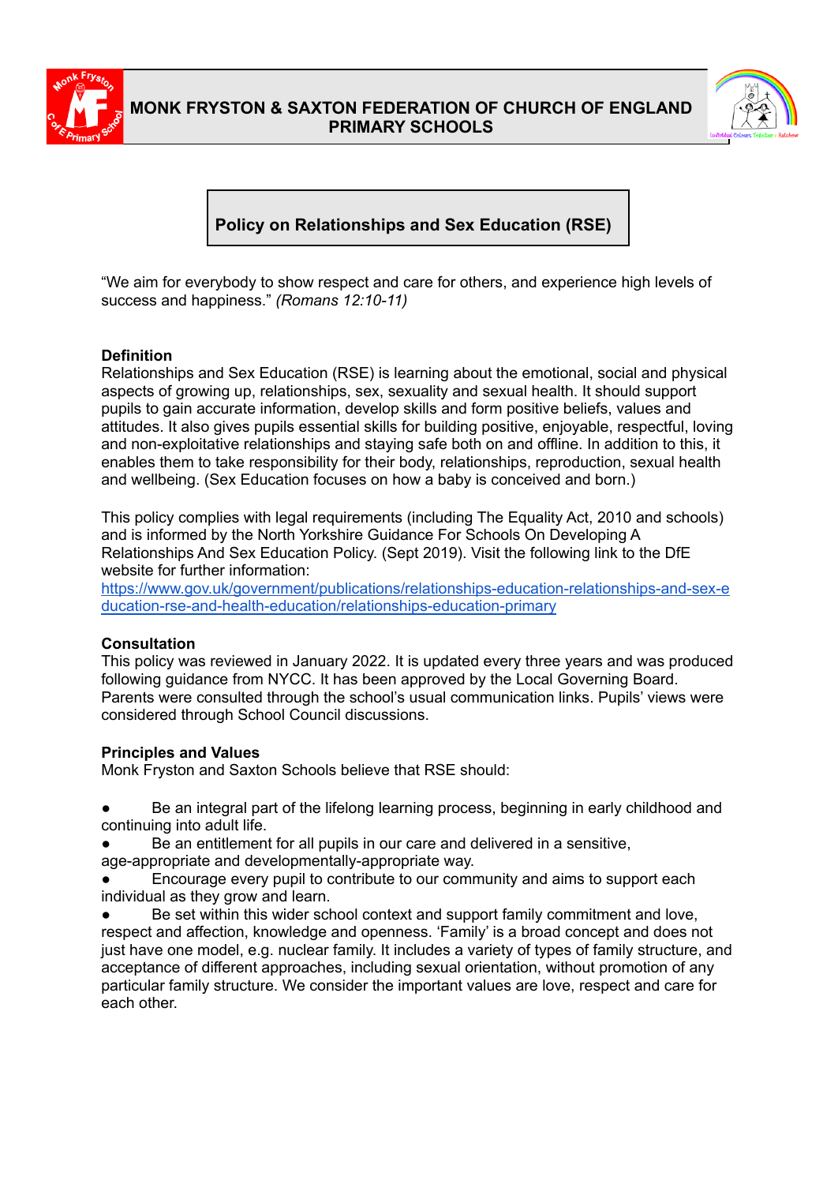# MONK FRYSTON & SAXTON FEDERATION OF CHURCH OF ENGLAND PRIMARY SCHOOLS

## Policy on Relationships and Sex Education (RSE)

"We aim for everybody to show respect and care for others, and experience high levels of success and happiness." *(Romans 12:10-11)*

**Definition**

Relationships and Sex Education (RSE) is learning about the emotional, social and physical aspects of growing up, relationships, sex, sexuality and sexual health. It should support pupils to gain accurate information, develop skills and form positive beliefs, values and attitudes. It also gives pupils essential skills for building positive, enjoyable, respectful, loving and non-exploitative relationships and staying safe both on and offline. In addition to this, it enables them to take responsibility for their body, relationships, reproduction, sexual health and wellbeing. (Sex Education focuses on how a baby is conceived and born.)

This policy complies with legal requirements (including The Equality Act, 2010 and schools) and is informed by the North Yorkshire Guidance For Schools On Developing A Relationships And Sex Education Policy. (Sept 2019). Visit the following link to the DfE website for further information:
https://www.gov.uk/government/publications/relationships-education-relationships-and-sex-education-rse-and-health-education/relationships-education-primary

**Consultation**

This policy was reviewed in January 2022. It is updated every three years and was produced following guidance from NYCC. It has been approved by the Local Governing Board. Parents were consulted through the school's usual communication links. Pupils' views were considered through School Council discussions.

**Principles and Values**

Monk Fryston and Saxton Schools believe that RSE should:

- Be an integral part of the lifelong learning process, beginning in early childhood and continuing into adult life.
- Be an entitlement for all pupils in our care and delivered in a sensitive, age-appropriate and developmentally-appropriate way.
- Encourage every pupil to contribute to our community and aims to support each individual as they grow and learn.
- Be set within this wider school context and support family commitment and love, respect and affection, knowledge and openness. 'Family' is a broad concept and does not just have one model, e.g. nuclear family. It includes a variety of types of family structure, and acceptance of different approaches, including sexual orientation, without promotion of any particular family structure. We consider the important values are love, respect and care for each other.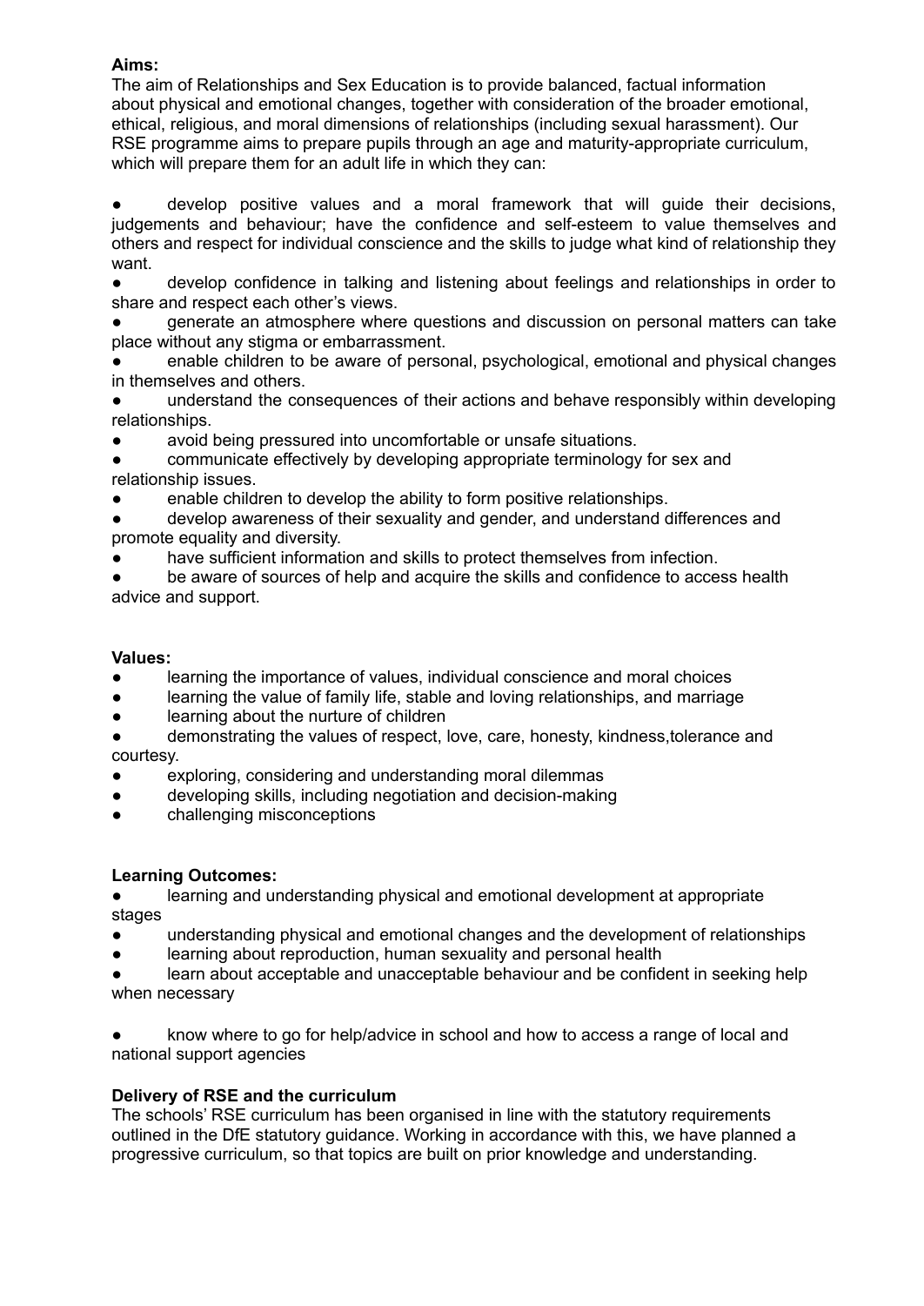**Aims:**

The aim of Relationships and Sex Education is to provide balanced, factual information about physical and emotional changes, together with consideration of the broader emotional, ethical, religious, and moral dimensions of relationships (including sexual harassment). Our RSE programme aims to prepare pupils through an age and maturity-appropriate curriculum, which will prepare them for an adult life in which they can:

- develop positive values and a moral framework that will guide their decisions, judgements and behaviour; have the confidence and self-esteem to value themselves and others and respect for individual conscience and the skills to judge what kind of relationship they want.
- develop confidence in talking and listening about feelings and relationships in order to share and respect each other's views.
- generate an atmosphere where questions and discussion on personal matters can take place without any stigma or embarrassment.
- enable children to be aware of personal, psychological, emotional and physical changes in themselves and others.
- understand the consequences of their actions and behave responsibly within developing relationships.
- avoid being pressured into uncomfortable or unsafe situations.
- communicate effectively by developing appropriate terminology for sex and relationship issues.
- enable children to develop the ability to form positive relationships.
- develop awareness of their sexuality and gender, and understand differences and promote equality and diversity.
- have sufficient information and skills to protect themselves from infection.
- be aware of sources of help and acquire the skills and confidence to access health advice and support.

**Values:**

- learning the importance of values, individual conscience and moral choices
- learning the value of family life, stable and loving relationships, and marriage
- learning about the nurture of children
- demonstrating the values of respect, love, care, honesty, kindness,tolerance and courtesy.
- exploring, considering and understanding moral dilemmas
- developing skills, including negotiation and decision-making
- challenging misconceptions

**Learning Outcomes:**

- learning and understanding physical and emotional development at appropriate stages
- understanding physical and emotional changes and the development of relationships
- learning about reproduction, human sexuality and personal health
- learn about acceptable and unacceptable behaviour and be confident in seeking help when necessary
- know where to go for help/advice in school and how to access a range of local and national support agencies

**Delivery of RSE and the curriculum**

The schools' RSE curriculum has been organised in line with the statutory requirements outlined in the DfE statutory guidance. Working in accordance with this, we have planned a progressive curriculum, so that topics are built on prior knowledge and understanding.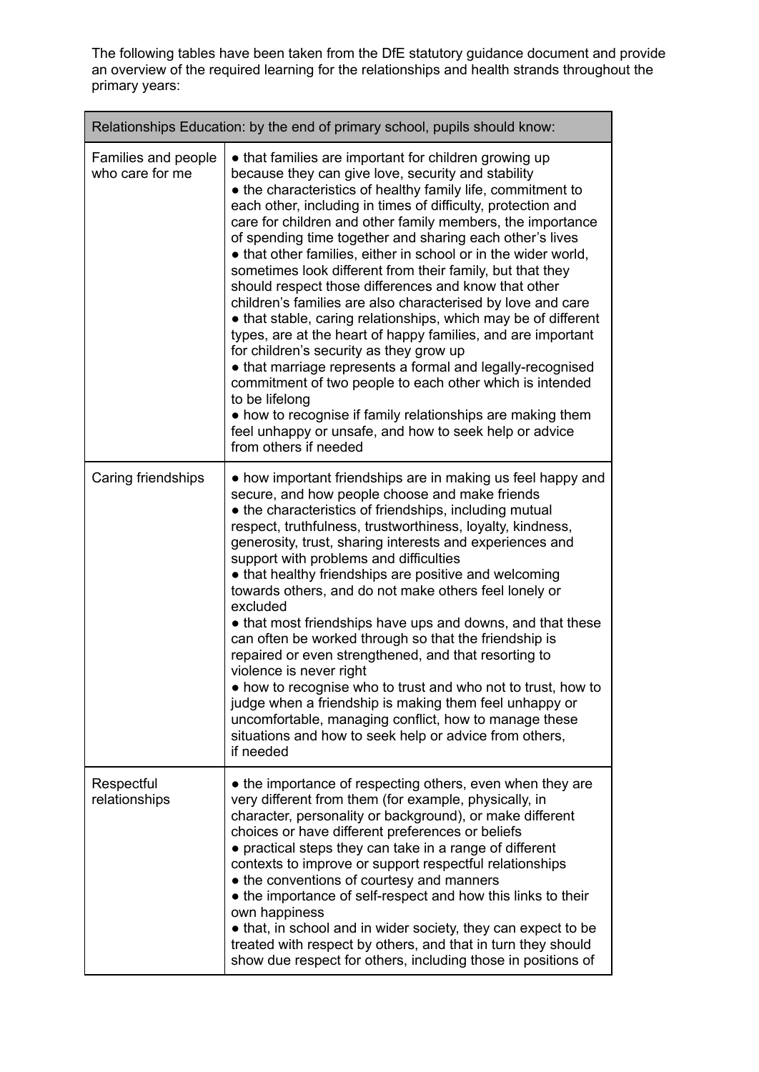The following tables have been taken from the DfE statutory guidance document and provide an overview of the required learning for the relationships and health strands throughout the primary years:

| Relationships Education: by the end of primary school, pupils should know: | |
|---|---|
| Families and people who care for me | • that families are important for children growing up because they can give love, security and stability<br>• the characteristics of healthy family life, commitment to each other, including in times of difficulty, protection and care for children and other family members, the importance of spending time together and sharing each other's lives<br>• that other families, either in school or in the wider world, sometimes look different from their family, but that they should respect those differences and know that other children's families are also characterised by love and care<br>• that stable, caring relationships, which may be of different types, are at the heart of happy families, and are important for children's security as they grow up<br>• that marriage represents a formal and legally-recognised commitment of two people to each other which is intended to be lifelong<br>• how to recognise if family relationships are making them feel unhappy or unsafe, and how to seek help or advice from others if needed |
| Caring friendships | • how important friendships are in making us feel happy and secure, and how people choose and make friends<br>• the characteristics of friendships, including mutual respect, truthfulness, trustworthiness, loyalty, kindness, generosity, trust, sharing interests and experiences and support with problems and difficulties<br>• that healthy friendships are positive and welcoming towards others, and do not make others feel lonely or excluded<br>• that most friendships have ups and downs, and that these can often be worked through so that the friendship is repaired or even strengthened, and that resorting to violence is never right<br>• how to recognise who to trust and who not to trust, how to judge when a friendship is making them feel unhappy or uncomfortable, managing conflict, how to manage these situations and how to seek help or advice from others, if needed |
| Respectful relationships | • the importance of respecting others, even when they are very different from them (for example, physically, in character, personality or background), or make different choices or have different preferences or beliefs<br>• practical steps they can take in a range of different contexts to improve or support respectful relationships<br>• the conventions of courtesy and manners<br>• the importance of self-respect and how this links to their own happiness<br>• that, in school and in wider society, they can expect to be treated with respect by others, and that in turn they should show due respect for others, including those in positions of |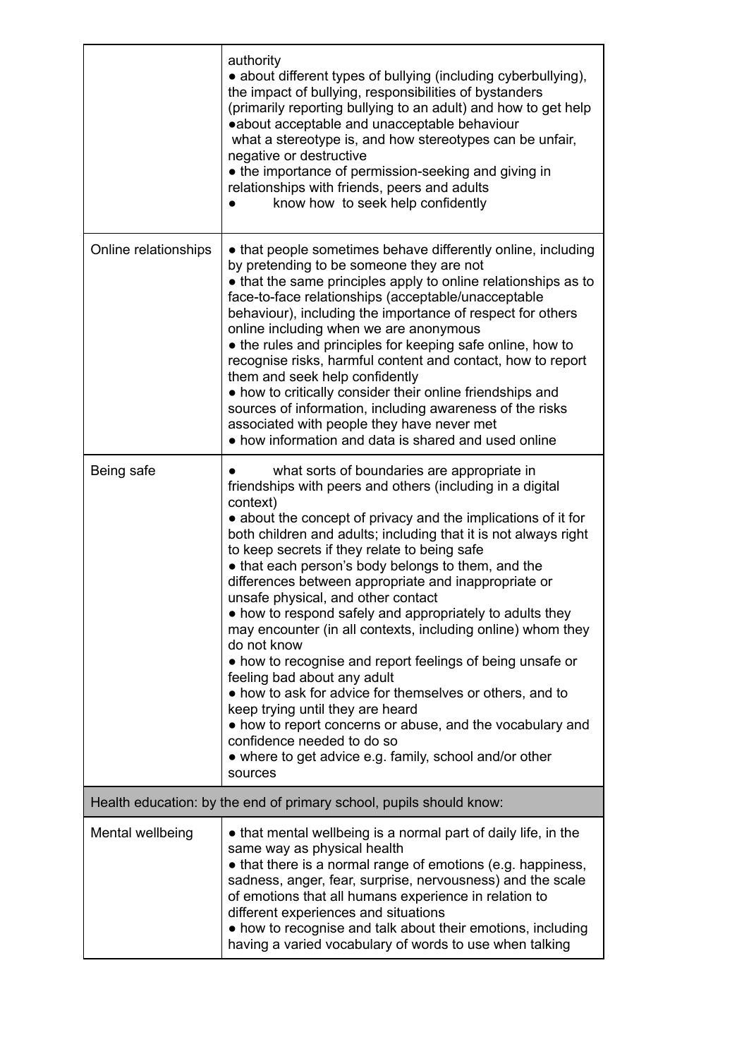| | |
|---|---|
| | authority<br>● about different types of bullying (including cyberbullying), the impact of bullying, responsibilities of bystanders (primarily reporting bullying to an adult) and how to get help<br>●about acceptable and unacceptable behaviour<br>what a stereotype is, and how stereotypes can be unfair, negative or destructive<br>● the importance of permission-seeking and giving in relationships with friends, peers and adults<br>● know how to seek help confidently |
| Online relationships | ● that people sometimes behave differently online, including by pretending to be someone they are not<br>● that the same principles apply to online relationships as to face-to-face relationships (acceptable/unacceptable behaviour), including the importance of respect for others online including when we are anonymous<br>● the rules and principles for keeping safe online, how to recognise risks, harmful content and contact, how to report them and seek help confidently<br>● how to critically consider their online friendships and sources of information, including awareness of the risks associated with people they have never met<br>● how information and data is shared and used online |
| Being safe | ● what sorts of boundaries are appropriate in friendships with peers and others (including in a digital context)<br>● about the concept of privacy and the implications of it for both children and adults; including that it is not always right to keep secrets if they relate to being safe<br>● that each person's body belongs to them, and the differences between appropriate and inappropriate or unsafe physical, and other contact<br>● how to respond safely and appropriately to adults they may encounter (in all contexts, including online) whom they do not know<br>● how to recognise and report feelings of being unsafe or feeling bad about any adult<br>● how to ask for advice for themselves or others, and to keep trying until they are heard<br>● how to report concerns or abuse, and the vocabulary and confidence needed to do so<br>● where to get advice e.g. family, school and/or other sources |
| Health education: by the end of primary school, pupils should know: | |
| Mental wellbeing | ● that mental wellbeing is a normal part of daily life, in the same way as physical health<br>● that there is a normal range of emotions (e.g. happiness, sadness, anger, fear, surprise, nervousness) and the scale of emotions that all humans experience in relation to different experiences and situations<br>● how to recognise and talk about their emotions, including having a varied vocabulary of words to use when talking |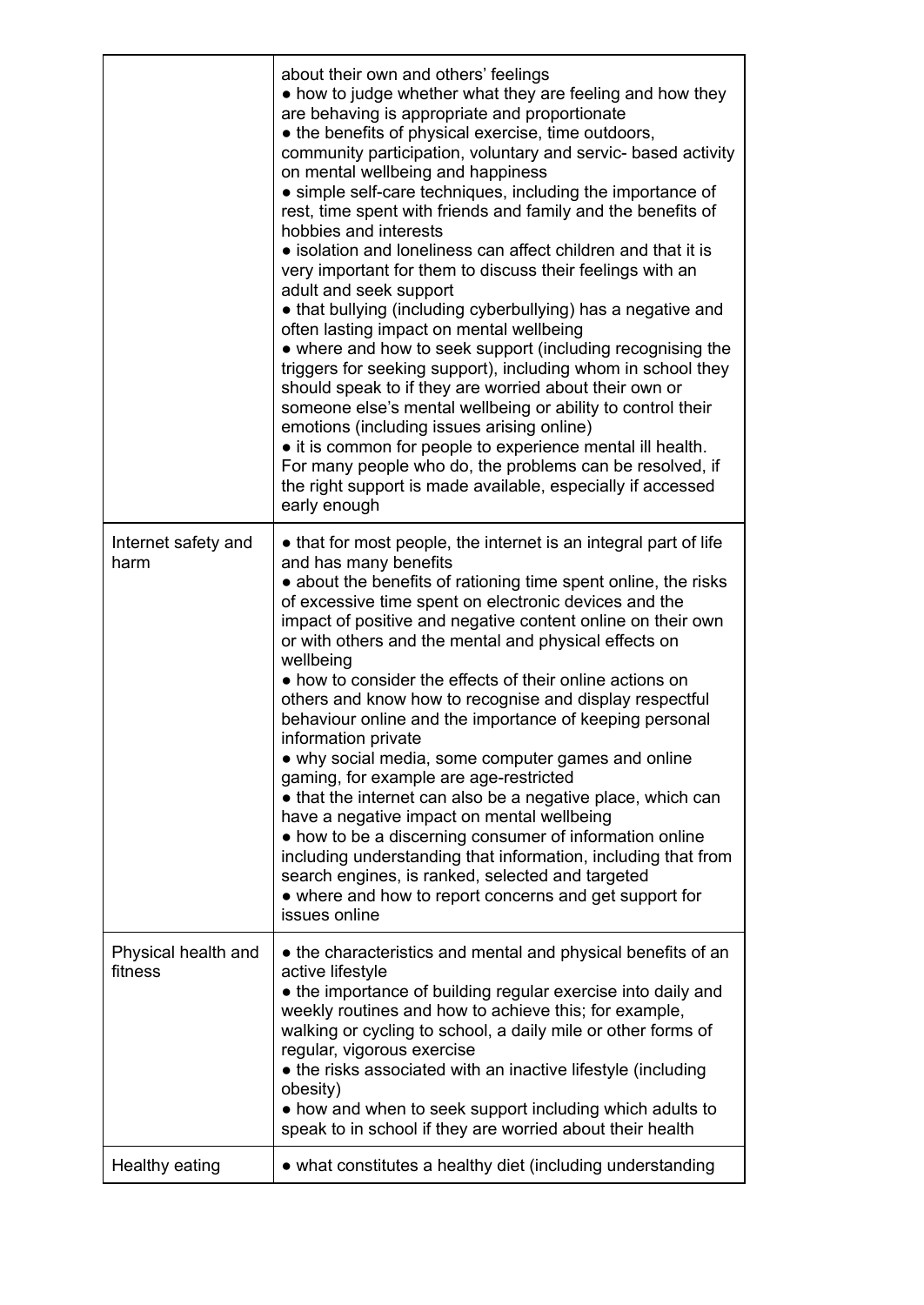| | |
|---|---|
| | about their own and others' feelings<br>● how to judge whether what they are feeling and how they are behaving is appropriate and proportionate<br>● the benefits of physical exercise, time outdoors, community participation, voluntary and servic- based activity on mental wellbeing and happiness<br>● simple self-care techniques, including the importance of rest, time spent with friends and family and the benefits of hobbies and interests<br>● isolation and loneliness can affect children and that it is very important for them to discuss their feelings with an adult and seek support<br>● that bullying (including cyberbullying) has a negative and often lasting impact on mental wellbeing<br>● where and how to seek support (including recognising the triggers for seeking support), including whom in school they should speak to if they are worried about their own or someone else's mental wellbeing or ability to control their emotions (including issues arising online)<br>● it is common for people to experience mental ill health. For many people who do, the problems can be resolved, if the right support is made available, especially if accessed early enough |
| Internet safety and harm | ● that for most people, the internet is an integral part of life and has many benefits<br>● about the benefits of rationing time spent online, the risks of excessive time spent on electronic devices and the impact of positive and negative content online on their own or with others and the mental and physical effects on wellbeing<br>● how to consider the effects of their online actions on others and know how to recognise and display respectful behaviour online and the importance of keeping personal information private<br>● why social media, some computer games and online gaming, for example are age-restricted<br>● that the internet can also be a negative place, which can have a negative impact on mental wellbeing<br>● how to be a discerning consumer of information online including understanding that information, including that from search engines, is ranked, selected and targeted<br>● where and how to report concerns and get support for issues online |
| Physical health and fitness | ● the characteristics and mental and physical benefits of an active lifestyle<br>● the importance of building regular exercise into daily and weekly routines and how to achieve this; for example, walking or cycling to school, a daily mile or other forms of regular, vigorous exercise<br>● the risks associated with an inactive lifestyle (including obesity)<br>● how and when to seek support including which adults to speak to in school if they are worried about their health |
| Healthy eating | ● what constitutes a healthy diet (including understanding |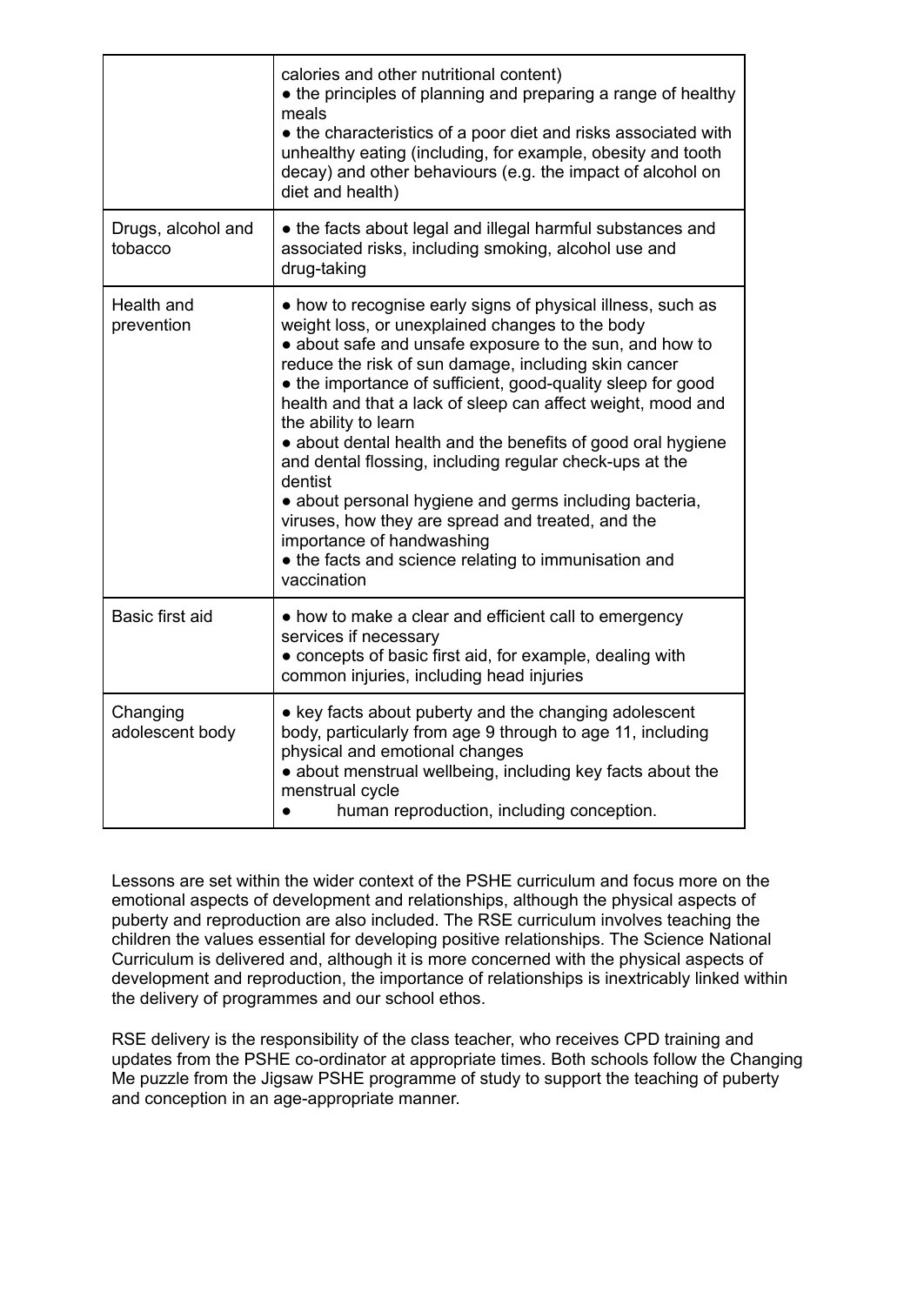| | |
|---|---|
| | calories and other nutritional content)<br>● the principles of planning and preparing a range of healthy meals<br>● the characteristics of a poor diet and risks associated with unhealthy eating (including, for example, obesity and tooth decay) and other behaviours (e.g. the impact of alcohol on diet and health) |
| Drugs, alcohol and tobacco | ● the facts about legal and illegal harmful substances and associated risks, including smoking, alcohol use and drug-taking |
| Health and prevention | ● how to recognise early signs of physical illness, such as weight loss, or unexplained changes to the body<br>● about safe and unsafe exposure to the sun, and how to reduce the risk of sun damage, including skin cancer<br>● the importance of sufficient, good-quality sleep for good health and that a lack of sleep can affect weight, mood and the ability to learn<br>● about dental health and the benefits of good oral hygiene and dental flossing, including regular check-ups at the dentist<br>● about personal hygiene and germs including bacteria, viruses, how they are spread and treated, and the importance of handwashing<br>● the facts and science relating to immunisation and vaccination |
| Basic first aid | ● how to make a clear and efficient call to emergency services if necessary<br>● concepts of basic first aid, for example, dealing with common injuries, including head injuries |
| Changing adolescent body | ● key facts about puberty and the changing adolescent body, particularly from age 9 through to age 11, including physical and emotional changes<br>● about menstrual wellbeing, including key facts about the menstrual cycle<br>● human reproduction, including conception. |

Lessons are set within the wider context of the PSHE curriculum and focus more on the emotional aspects of development and relationships, although the physical aspects of puberty and reproduction are also included. The RSE curriculum involves teaching the children the values essential for developing positive relationships. The Science National Curriculum is delivered and, although it is more concerned with the physical aspects of development and reproduction, the importance of relationships is inextricably linked within the delivery of programmes and our school ethos.

RSE delivery is the responsibility of the class teacher, who receives CPD training and updates from the PSHE co-ordinator at appropriate times. Both schools follow the Changing Me puzzle from the Jigsaw PSHE programme of study to support the teaching of puberty and conception in an age-appropriate manner.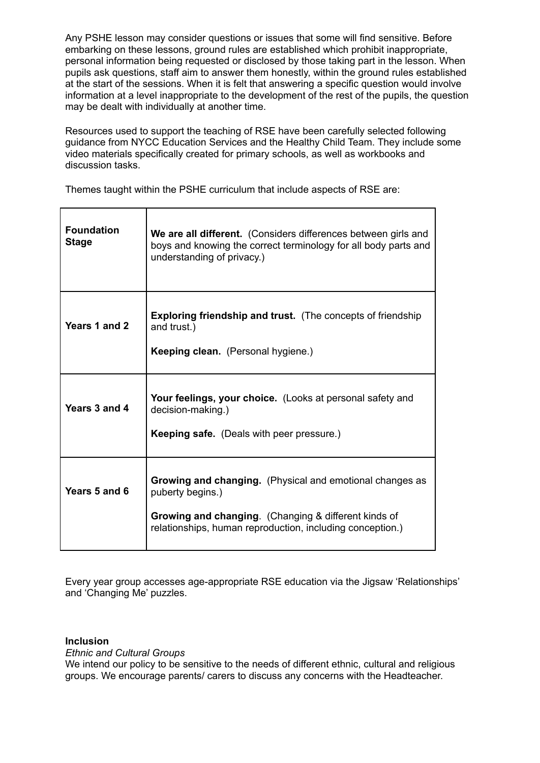Any PSHE lesson may consider questions or issues that some will find sensitive. Before embarking on these lessons, ground rules are established which prohibit inappropriate, personal information being requested or disclosed by those taking part in the lesson. When pupils ask questions, staff aim to answer them honestly, within the ground rules established at the start of the sessions. When it is felt that answering a specific question would involve information at a level inappropriate to the development of the rest of the pupils, the question may be dealt with individually at another time.

Resources used to support the teaching of RSE have been carefully selected following guidance from NYCC Education Services and the Healthy Child Team. They include some video materials specifically created for primary schools, as well as workbooks and discussion tasks.

Themes taught within the PSHE curriculum that include aspects of RSE are:

| | |
|---|---|
| **Foundation Stage** | **We are all different.** (Considers differences between girls and boys and knowing the correct terminology for all body parts and understanding of privacy.) |
| **Years 1 and 2** | **Exploring friendship and trust.** (The concepts of friendship and trust.)<br><br>**Keeping clean.** (Personal hygiene.) |
| **Years 3 and 4** | **Your feelings, your choice.** (Looks at personal safety and decision-making.)<br><br>**Keeping safe.** (Deals with peer pressure.) |
| **Years 5 and 6** | **Growing and changing.** (Physical and emotional changes as puberty begins.)<br><br>**Growing and changing**. (Changing & different kinds of relationships, human reproduction, including conception.) |

Every year group accesses age-appropriate RSE education via the Jigsaw 'Relationships' and 'Changing Me' puzzles.

**Inclusion**

*Ethnic and Cultural Groups*

We intend our policy to be sensitive to the needs of different ethnic, cultural and religious groups. We encourage parents/ carers to discuss any concerns with the Headteacher.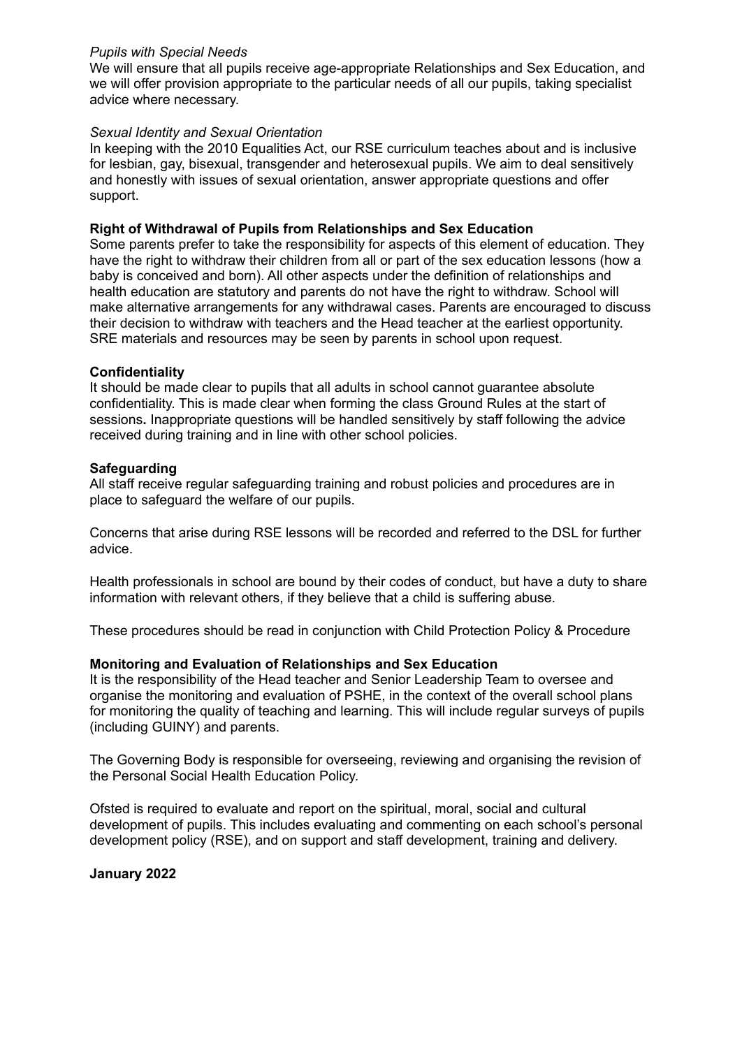*Pupils with Special Needs*
We will ensure that all pupils receive age-appropriate Relationships and Sex Education, and we will offer provision appropriate to the particular needs of all our pupils, taking specialist advice where necessary.

*Sexual Identity and Sexual Orientation*
In keeping with the 2010 Equalities Act, our RSE curriculum teaches about and is inclusive for lesbian, gay, bisexual, transgender and heterosexual pupils. We aim to deal sensitively and honestly with issues of sexual orientation, answer appropriate questions and offer support.

**Right of Withdrawal of Pupils from Relationships and Sex Education**
Some parents prefer to take the responsibility for aspects of this element of education. They have the right to withdraw their children from all or part of the sex education lessons (how a baby is conceived and born). All other aspects under the definition of relationships and health education are statutory and parents do not have the right to withdraw. School will make alternative arrangements for any withdrawal cases. Parents are encouraged to discuss their decision to withdraw with teachers and the Head teacher at the earliest opportunity. SRE materials and resources may be seen by parents in school upon request.

**Confidentiality**
It should be made clear to pupils that all adults in school cannot guarantee absolute confidentiality. This is made clear when forming the class Ground Rules at the start of sessions**.** Inappropriate questions will be handled sensitively by staff following the advice received during training and in line with other school policies.

**Safeguarding**
All staff receive regular safeguarding training and robust policies and procedures are in place to safeguard the welfare of our pupils.

Concerns that arise during RSE lessons will be recorded and referred to the DSL for further advice.

Health professionals in school are bound by their codes of conduct, but have a duty to share information with relevant others, if they believe that a child is suffering abuse.

These procedures should be read in conjunction with Child Protection Policy & Procedure

**Monitoring and Evaluation of Relationships and Sex Education**
It is the responsibility of the Head teacher and Senior Leadership Team to oversee and organise the monitoring and evaluation of PSHE, in the context of the overall school plans for monitoring the quality of teaching and learning. This will include regular surveys of pupils (including GUINY) and parents.

The Governing Body is responsible for overseeing, reviewing and organising the revision of the Personal Social Health Education Policy.

Ofsted is required to evaluate and report on the spiritual, moral, social and cultural development of pupils. This includes evaluating and commenting on each school's personal development policy (RSE), and on support and staff development, training and delivery.

**January 2022**